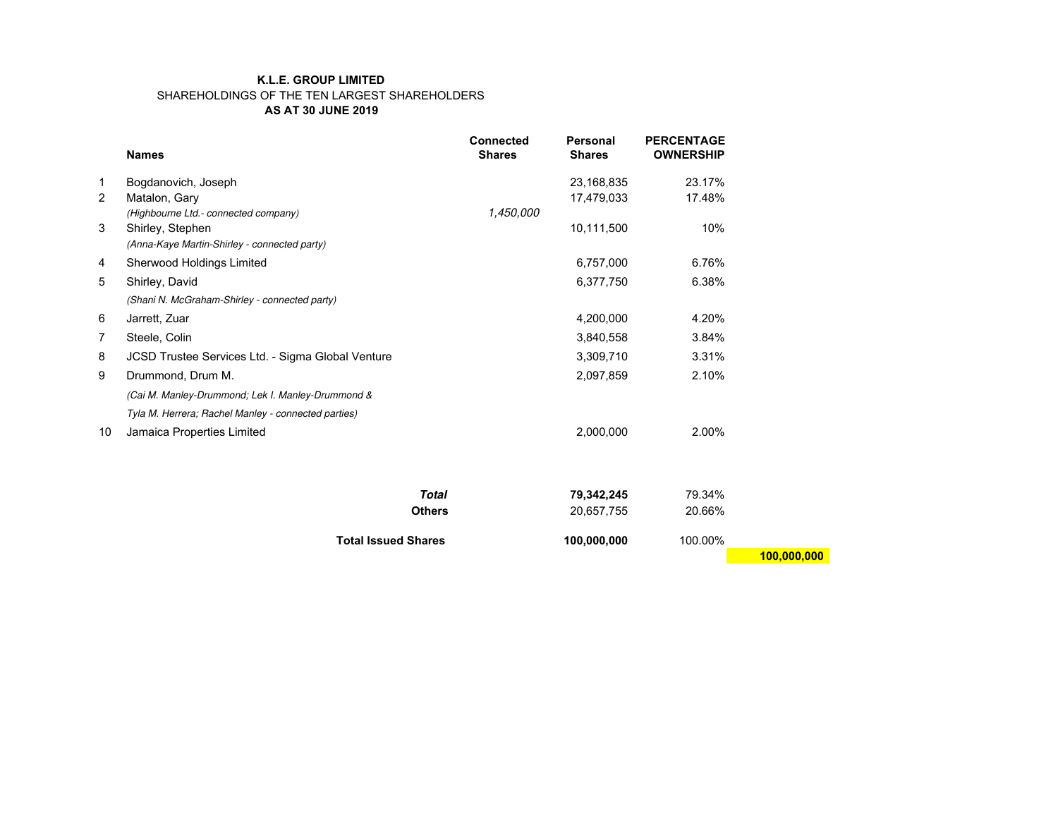**K.L.E. GROUP LIMITED**

SHAREHOLDINGS OF THE TEN LARGEST SHAREHOLDERS

**AS AT 30 JUNE 2019**

| | Names | Connected Shares | Personal Shares | PERCENTAGE OWNERSHIP | |
|---|---|---|---|---|---|
| 1 | Bogdanovich, Joseph | | 23,168,835 | 23.17% | |
| 2 | Matalon, Gary | | 17,479,033 | 17.48% | |
| | *(Highbourne Ltd.- connected company)* | *1,450,000* | | | |
| 3 | Shirley, Stephen | | 10,111,500 | 10% | |
| | *(Anna-Kaye Martin-Shirley - connected party)* | | | | |
| 4 | Sherwood Holdings Limited | | 6,757,000 | 6.76% | |
| 5 | Shirley, David | | 6,377,750 | 6.38% | |
| | *(Shani N. McGraham-Shirley - connected party)* | | | | |
| 6 | Jarrett, Zuar | | 4,200,000 | 4.20% | |
| 7 | Steele, Colin | | 3,840,558 | 3.84% | |
| 8 | JCSD Trustee Services Ltd. - Sigma Global Venture | | 3,309,710 | 3.31% | |
| 9 | Drummond, Drum M. | | 2,097,859 | 2.10% | |
| | *(Cai M. Manley-Drummond; Lek I. Manley-Drummond & Tyla M. Herrera; Rachel Manley - connected parties)* | | | | |
| 10 | Jamaica Properties Limited | | 2,000,000 | 2.00% | |
| | ***Total*** | | **79,342,245** | 79.34% | |
| | **Others** | | 20,657,755 | 20.66% | |
| | **Total Issued Shares** | | **100,000,000** | 100.00% | |
| | | | | | **100,000,000** |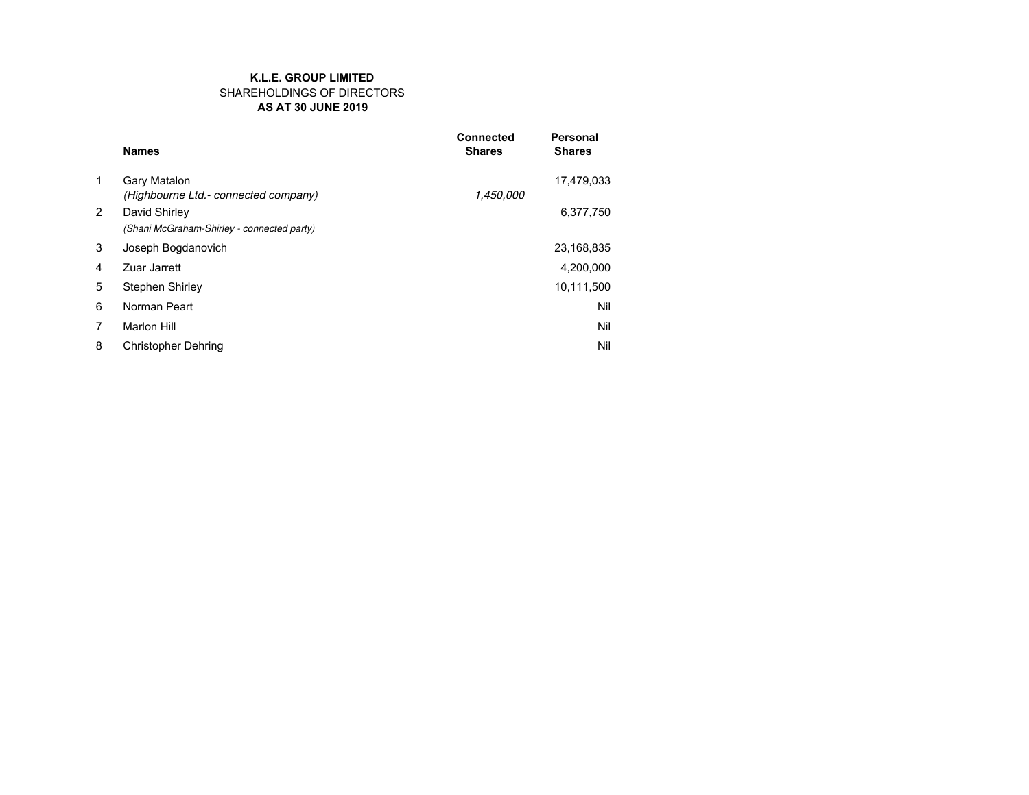**K.L.E. GROUP LIMITED**

SHAREHOLDINGS OF DIRECTORS

**AS AT 30 JUNE 2019**

| | **Names** | **Connected Shares** | **Personal Shares** |
|---|---|---|---|
| 1 | Gary Matalon | | 17,479,033 |
| | *(Highbourne Ltd.- connected company)* | *1,450,000* | |
| 2 | David Shirley | | 6,377,750 |
| | *(Shani McGraham-Shirley - connected party)* | | |
| 3 | Joseph Bogdanovich | | 23,168,835 |
| 4 | Zuar Jarrett | | 4,200,000 |
| 5 | Stephen Shirley | | 10,111,500 |
| 6 | Norman Peart | | Nil |
| 7 | Marlon Hill | | Nil |
| 8 | Christopher Dehring | | Nil |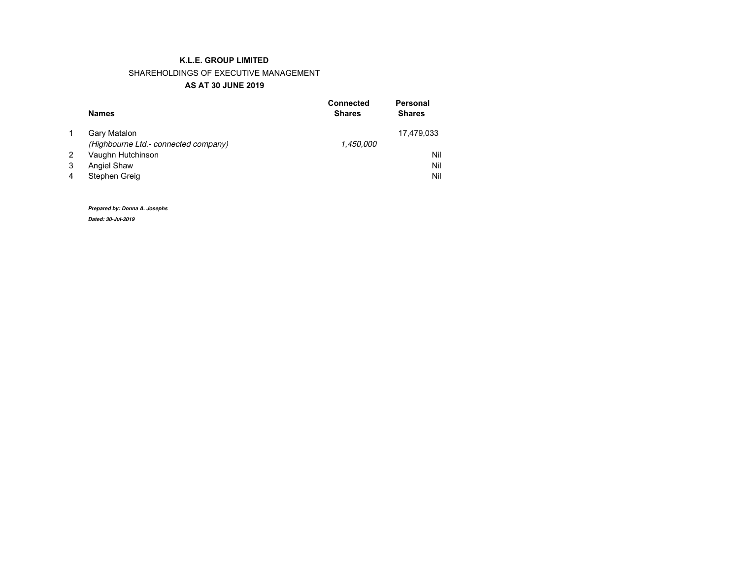**K.L.E. GROUP LIMITED**

SHAREHOLDINGS OF EXECUTIVE MANAGEMENT

**AS AT 30 JUNE 2019**

| | Names | Connected Shares | Personal Shares |
|---|---|---|---|
| 1 | Gary Matalon | | 17,479,033 |
| | *(Highbourne Ltd.- connected company)* | *1,450,000* | |
| 2 | Vaughn Hutchinson | | Nil |
| 3 | Angiel Shaw | | Nil |
| 4 | Stephen Greig | | Nil |

***Prepared by: Donna A. Josephs***

***Dated: 30-Jul-2019***